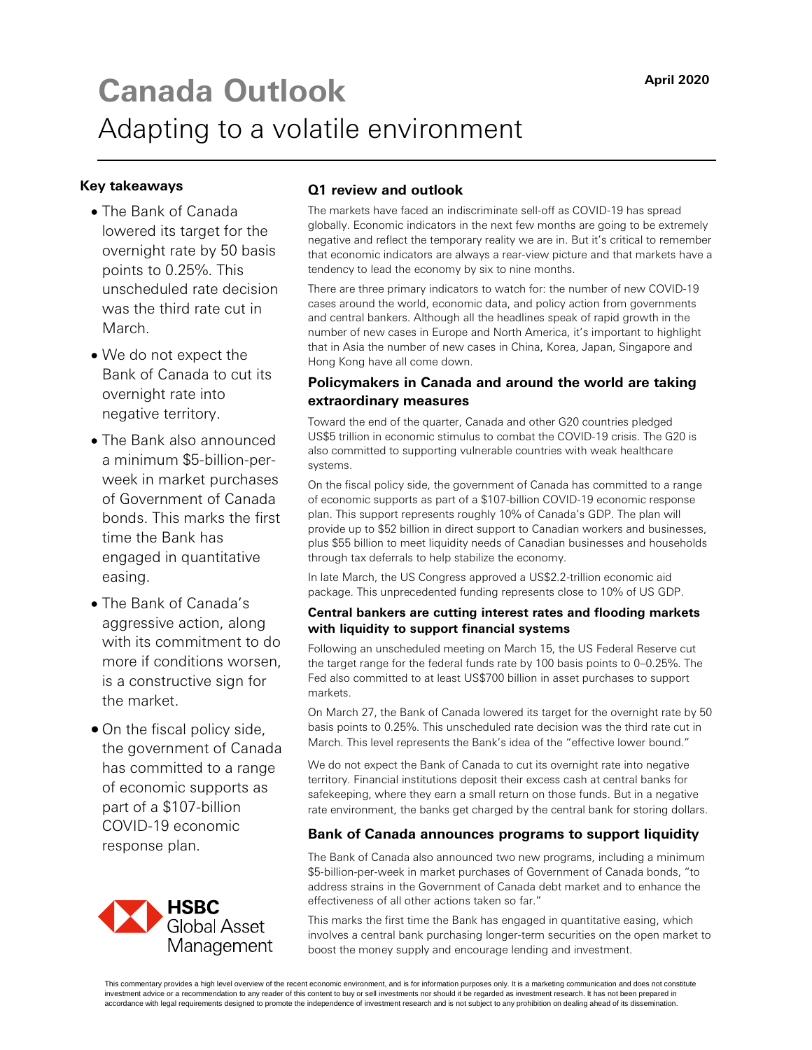April 2020

# Canada Outlook

## Adapting to a volatile environment

### Key takeaways

- The Bank of Canada lowered its target for the overnight rate by 50 basis points to 0.25%. This unscheduled rate decision was the third rate cut in March.
- We do not expect the Bank of Canada to cut its overnight rate into negative territory.
- The Bank also announced a minimum $5-billion-per-week in market purchases of Government of Canada bonds. This marks the first time the Bank has engaged in quantitative easing.
- The Bank of Canada's aggressive action, along with its commitment to do more if conditions worsen, is a constructive sign for the market.
- On the fiscal policy side, the government of Canada has committed to a range of economic supports as part of a $107-billion COVID-19 economic response plan.

HSBC Global Asset Management

### Q1 review and outlook

The markets have faced an indiscriminate sell-off as COVID-19 has spread globally. Economic indicators in the next few months are going to be extremely negative and reflect the temporary reality we are in. But it's critical to remember that economic indicators are always a rear-view picture and that markets have a tendency to lead the economy by six to nine months.

There are three primary indicators to watch for: the number of new COVID-19 cases around the world, economic data, and policy action from governments and central bankers. Although all the headlines speak of rapid growth in the number of new cases in Europe and North America, it's important to highlight that in Asia the number of new cases in China, Korea, Japan, Singapore and Hong Kong have all come down.

### Policymakers in Canada and around the world are taking extraordinary measures

Toward the end of the quarter, Canada and other G20 countries pledged US$5 trillion in economic stimulus to combat the COVID-19 crisis. The G20 is also committed to supporting vulnerable countries with weak healthcare systems.

On the fiscal policy side, the government of Canada has committed to a range of economic supports as part of a $107-billion COVID-19 economic response plan. This support represents roughly 10% of Canada's GDP. The plan will provide up to $52 billion in direct support to Canadian workers and businesses, plus $55 billion to meet liquidity needs of Canadian businesses and households through tax deferrals to help stabilize the economy.

In late March, the US Congress approved a US$2.2-trillion economic aid package. This unprecedented funding represents close to 10% of US GDP.

#### Central bankers are cutting interest rates and flooding markets with liquidity to support financial systems

Following an unscheduled meeting on March 15, the US Federal Reserve cut the target range for the federal funds rate by 100 basis points to 0–0.25%. The Fed also committed to at least US$700 billion in asset purchases to support markets.

On March 27, the Bank of Canada lowered its target for the overnight rate by 50 basis points to 0.25%. This unscheduled rate decision was the third rate cut in March. This level represents the Bank's idea of the "effective lower bound."

We do not expect the Bank of Canada to cut its overnight rate into negative territory. Financial institutions deposit their excess cash at central banks for safekeeping, where they earn a small return on those funds. But in a negative rate environment, the banks get charged by the central bank for storing dollars.

### Bank of Canada announces programs to support liquidity

The Bank of Canada also announced two new programs, including a minimum $5-billion-per-week in market purchases of Government of Canada bonds, "to address strains in the Government of Canada debt market and to enhance the effectiveness of all other actions taken so far."

This marks the first time the Bank has engaged in quantitative easing, which involves a central bank purchasing longer-term securities on the open market to boost the money supply and encourage lending and investment.

This commentary provides a high level overview of the recent economic environment, and is for information purposes only. It is a marketing communication and does not constitute investment advice or a recommendation to any reader of this content to buy or sell investments nor should it be regarded as investment research. It has not been prepared in accordance with legal requirements designed to promote the independence of investment research and is not subject to any prohibition on dealing ahead of its dissemination.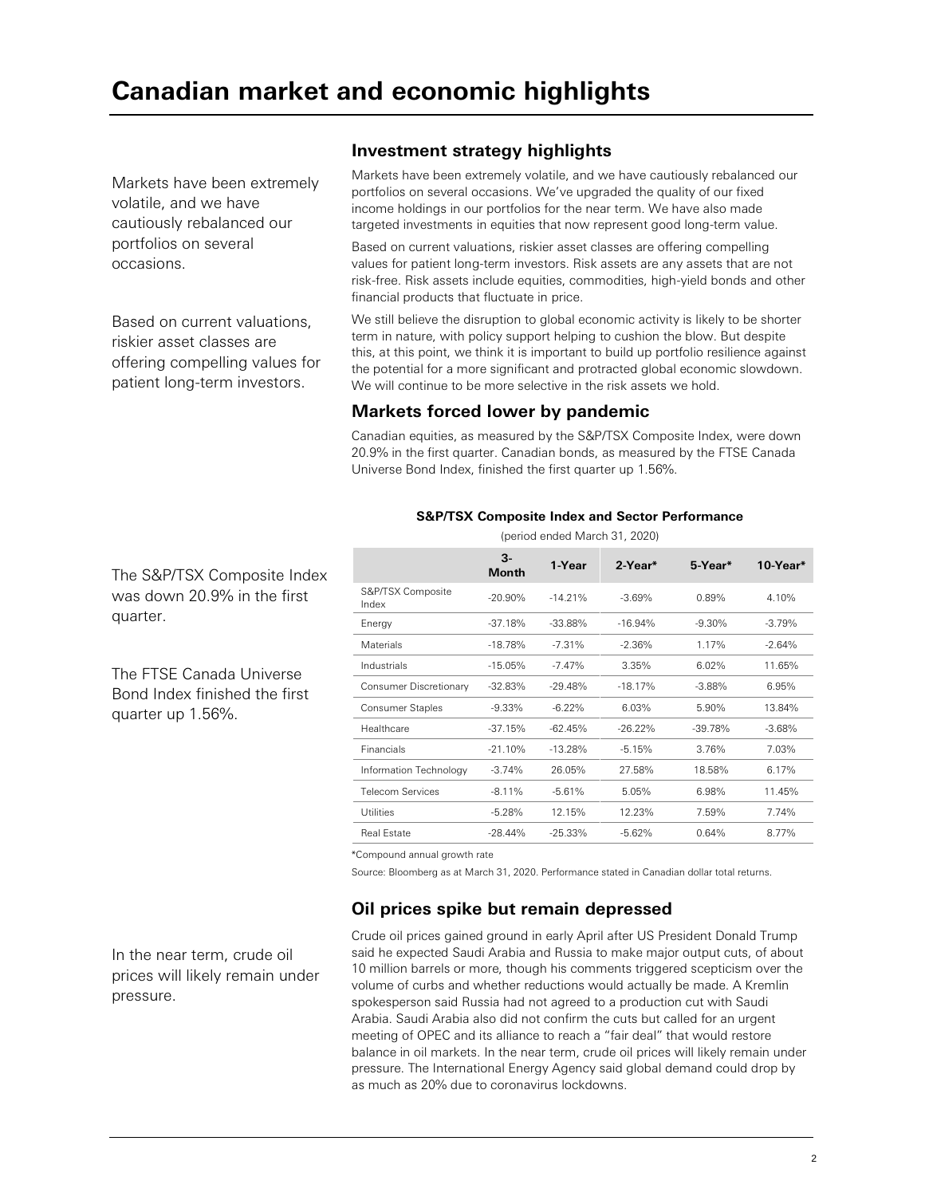# Canadian market and economic highlights

Markets have been extremely volatile, and we have cautiously rebalanced our portfolios on several occasions.

Based on current valuations, riskier asset classes are offering compelling values for patient long-term investors.

## Investment strategy highlights

Markets have been extremely volatile, and we have cautiously rebalanced our portfolios on several occasions. We've upgraded the quality of our fixed income holdings in our portfolios for the near term. We have also made targeted investments in equities that now represent good long-term value.

Based on current valuations, riskier asset classes are offering compelling values for patient long-term investors. Risk assets are any assets that are not risk-free. Risk assets include equities, commodities, high-yield bonds and other financial products that fluctuate in price.

We still believe the disruption to global economic activity is likely to be shorter term in nature, with policy support helping to cushion the blow. But despite this, at this point, we think it is important to build up portfolio resilience against the potential for a more significant and protracted global economic slowdown. We will continue to be more selective in the risk assets we hold.

## Markets forced lower by pandemic

The S&P/TSX Composite Index was down 20.9% in the first quarter.

The FTSE Canada Universe Bond Index finished the first quarter up 1.56%.

Canadian equities, as measured by the S&P/TSX Composite Index, were down 20.9% in the first quarter. Canadian bonds, as measured by the FTSE Canada Universe Bond Index, finished the first quarter up 1.56%.

**S&P/TSX Composite Index and Sector Performance**

(period ended March 31, 2020)

| | 3-Month | 1-Year | 2-Year* | 5-Year* | 10-Year* |
|---|---|---|---|---|---|
| S&P/TSX Composite Index | -20.90% | -14.21% | -3.69% | 0.89% | 4.10% |
| Energy | -37.18% | -33.88% | -16.94% | -9.30% | -3.79% |
| Materials | -18.78% | -7.31% | -2.36% | 1.17% | -2.64% |
| Industrials | -15.05% | -7.47% | 3.35% | 6.02% | 11.65% |
| Consumer Discretionary | -32.83% | -29.48% | -18.17% | -3.88% | 6.95% |
| Consumer Staples | -9.33% | -6.22% | 6.03% | 5.90% | 13.84% |
| Healthcare | -37.15% | -62.45% | -26.22% | -39.78% | -3.68% |
| Financials | -21.10% | -13.28% | -5.15% | 3.76% | 7.03% |
| Information Technology | -3.74% | 26.05% | 27.58% | 18.58% | 6.17% |
| Telecom Services | -8.11% | -5.61% | 5.05% | 6.98% | 11.45% |
| Utilities | -5.28% | 12.15% | 12.23% | 7.59% | 7.74% |
| Real Estate | -28.44% | -25.33% | -5.62% | 0.64% | 8.77% |

*Compound annual growth rate

Source: Bloomberg as at March 31, 2020. Performance stated in Canadian dollar total returns.

## Oil prices spike but remain depressed

In the near term, crude oil prices will likely remain under pressure.

Crude oil prices gained ground in early April after US President Donald Trump said he expected Saudi Arabia and Russia to make major output cuts, of about 10 million barrels or more, though his comments triggered scepticism over the volume of curbs and whether reductions would actually be made. A Kremlin spokesperson said Russia had not agreed to a production cut with Saudi Arabia. Saudi Arabia also did not confirm the cuts but called for an urgent meeting of OPEC and its alliance to reach a "fair deal" that would restore balance in oil markets. In the near term, crude oil prices will likely remain under pressure. The International Energy Agency said global demand could drop by as much as 20% due to coronavirus lockdowns.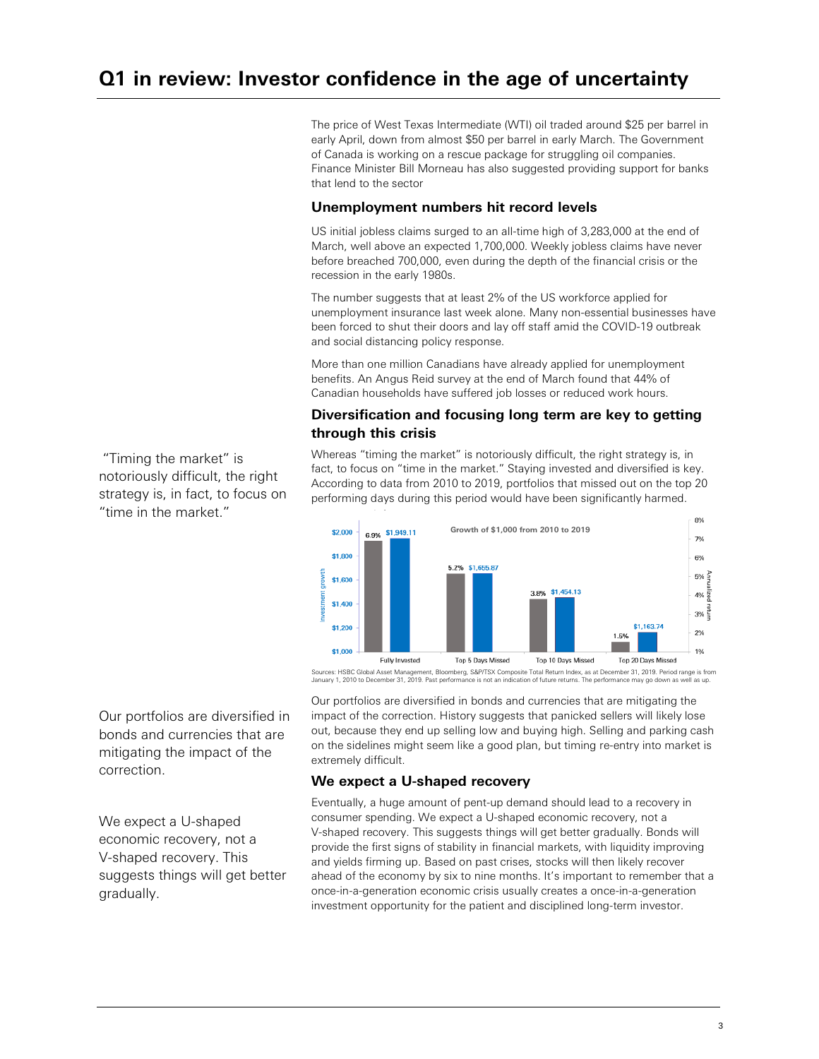# Q1 in review: Investor confidence in the age of uncertainty

The price of West Texas Intermediate (WTI) oil traded around $25 per barrel in early April, down from almost $50 per barrel in early March. The Government of Canada is working on a rescue package for struggling oil companies. Finance Minister Bill Morneau has also suggested providing support for banks that lend to the sector

### Unemployment numbers hit record levels

US initial jobless claims surged to an all-time high of 3,283,000 at the end of March, well above an expected 1,700,000. Weekly jobless claims have never before breached 700,000, even during the depth of the financial crisis or the recession in the early 1980s.

The number suggests that at least 2% of the US workforce applied for unemployment insurance last week alone. Many non-essential businesses have been forced to shut their doors and lay off staff amid the COVID-19 outbreak and social distancing policy response.

More than one million Canadians have already applied for unemployment benefits. An Angus Reid survey at the end of March found that 44% of Canadian households have suffered job losses or reduced work hours.

### Diversification and focusing long term are key to getting through this crisis

"Timing the market" is notoriously difficult, the right strategy is, in fact, to focus on "time in the market."

Whereas "timing the market" is notoriously difficult, the right strategy is, in fact, to focus on "time in the market." Staying invested and diversified is key. According to data from 2010 to 2019, portfolios that missed out on the top 20 performing days during this period would have been significantly harmed.

**Growth of $1,000 from 2010 to 2019**

| | Annualized return | Investment growth |
|---|---|---|
| Fully Invested | 6.9% | $1,949.11 |
| Top 5 Days Missed | 5.2% | $1,655.87 |
| Top 10 Days Missed | 3.8% | $1,454.13 |
| Top 20 Days Missed | 1.5% | $1,163.74 |

Sources: HSBC Global Asset Management, Bloomberg, S&P/TSX Composite Total Return Index, as at December 31, 2019. Period range is from January 1, 2010 to December 31, 2019. Past performance is not an indication of future returns. The performance may go down as well as up.

Our portfolios are diversified in bonds and currencies that are mitigating the impact of the correction.

Our portfolios are diversified in bonds and currencies that are mitigating the impact of the correction. History suggests that panicked sellers will likely lose out, because they end up selling low and buying high. Selling and parking cash on the sidelines might seem like a good plan, but timing re-entry into market is extremely difficult.

### We expect a U-shaped recovery

We expect a U-shaped economic recovery, not a V-shaped recovery. This suggests things will get better gradually.

Eventually, a huge amount of pent-up demand should lead to a recovery in consumer spending. We expect a U-shaped economic recovery, not a V-shaped recovery. This suggests things will get better gradually. Bonds will provide the first signs of stability in financial markets, with liquidity improving and yields firming up. Based on past crises, stocks will then likely recover ahead of the economy by six to nine months. It's important to remember that a once-in-a-generation economic crisis usually creates a once-in-a-generation investment opportunity for the patient and disciplined long-term investor.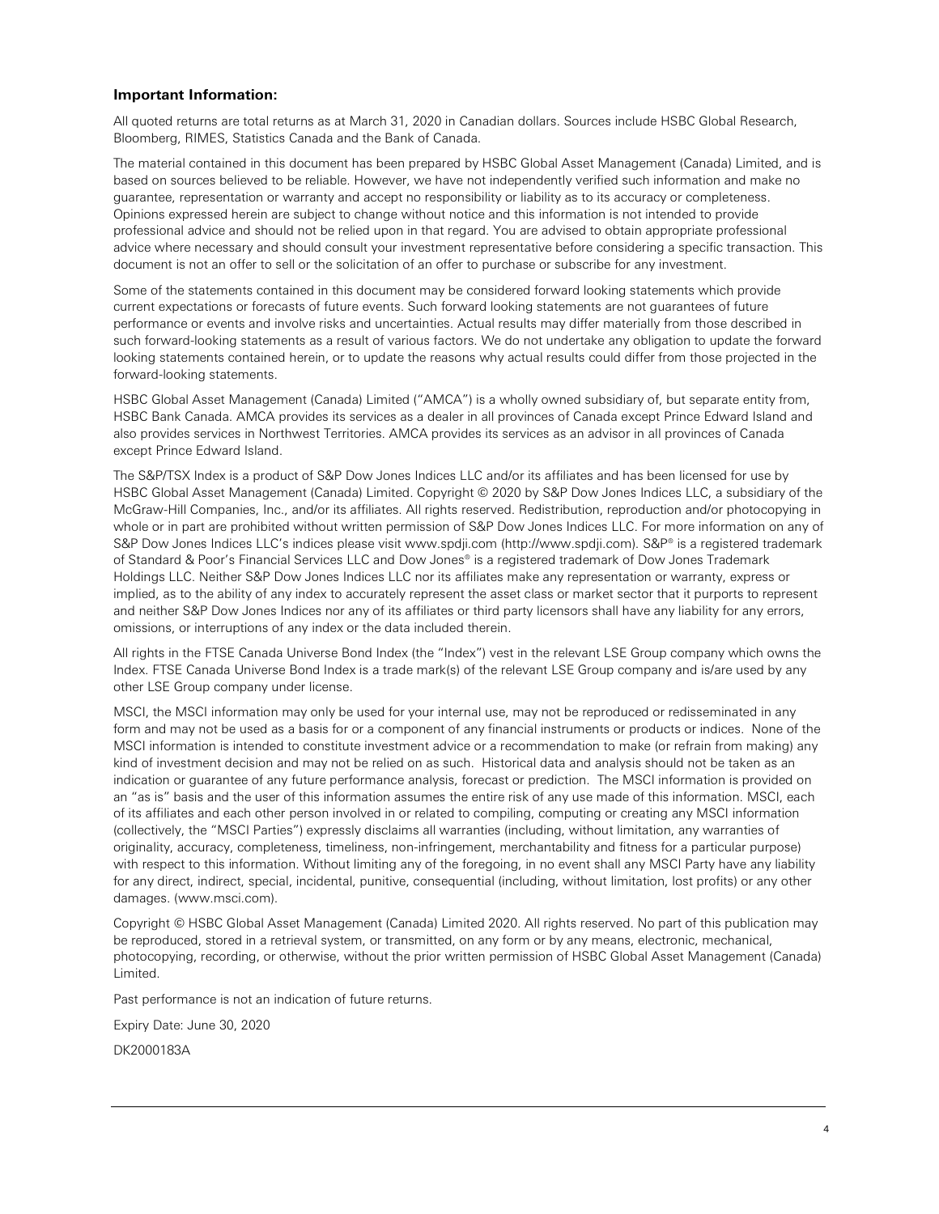**Important Information:**

All quoted returns are total returns as at March 31, 2020 in Canadian dollars. Sources include HSBC Global Research, Bloomberg, RIMES, Statistics Canada and the Bank of Canada.

The material contained in this document has been prepared by HSBC Global Asset Management (Canada) Limited, and is based on sources believed to be reliable. However, we have not independently verified such information and make no guarantee, representation or warranty and accept no responsibility or liability as to its accuracy or completeness. Opinions expressed herein are subject to change without notice and this information is not intended to provide professional advice and should not be relied upon in that regard. You are advised to obtain appropriate professional advice where necessary and should consult your investment representative before considering a specific transaction. This document is not an offer to sell or the solicitation of an offer to purchase or subscribe for any investment.

Some of the statements contained in this document may be considered forward looking statements which provide current expectations or forecasts of future events. Such forward looking statements are not guarantees of future performance or events and involve risks and uncertainties. Actual results may differ materially from those described in such forward-looking statements as a result of various factors. We do not undertake any obligation to update the forward looking statements contained herein, or to update the reasons why actual results could differ from those projected in the forward-looking statements.

HSBC Global Asset Management (Canada) Limited ("AMCA") is a wholly owned subsidiary of, but separate entity from, HSBC Bank Canada. AMCA provides its services as a dealer in all provinces of Canada except Prince Edward Island and also provides services in Northwest Territories. AMCA provides its services as an advisor in all provinces of Canada except Prince Edward Island.

The S&P/TSX Index is a product of S&P Dow Jones Indices LLC and/or its affiliates and has been licensed for use by HSBC Global Asset Management (Canada) Limited. Copyright © 2020 by S&P Dow Jones Indices LLC, a subsidiary of the McGraw-Hill Companies, Inc., and/or its affiliates. All rights reserved. Redistribution, reproduction and/or photocopying in whole or in part are prohibited without written permission of S&P Dow Jones Indices LLC. For more information on any of S&P Dow Jones Indices LLC's indices please visit www.spdji.com (http://www.spdji.com). S&P® is a registered trademark of Standard & Poor's Financial Services LLC and Dow Jones® is a registered trademark of Dow Jones Trademark Holdings LLC. Neither S&P Dow Jones Indices LLC nor its affiliates make any representation or warranty, express or implied, as to the ability of any index to accurately represent the asset class or market sector that it purports to represent and neither S&P Dow Jones Indices nor any of its affiliates or third party licensors shall have any liability for any errors, omissions, or interruptions of any index or the data included therein.

All rights in the FTSE Canada Universe Bond Index (the "Index") vest in the relevant LSE Group company which owns the Index. FTSE Canada Universe Bond Index is a trade mark(s) of the relevant LSE Group company and is/are used by any other LSE Group company under license.

MSCI, the MSCI information may only be used for your internal use, may not be reproduced or redisseminated in any form and may not be used as a basis for or a component of any financial instruments or products or indices. None of the MSCI information is intended to constitute investment advice or a recommendation to make (or refrain from making) any kind of investment decision and may not be relied on as such. Historical data and analysis should not be taken as an indication or guarantee of any future performance analysis, forecast or prediction. The MSCI information is provided on an "as is" basis and the user of this information assumes the entire risk of any use made of this information. MSCI, each of its affiliates and each other person involved in or related to compiling, computing or creating any MSCI information (collectively, the "MSCI Parties") expressly disclaims all warranties (including, without limitation, any warranties of originality, accuracy, completeness, timeliness, non-infringement, merchantability and fitness for a particular purpose) with respect to this information. Without limiting any of the foregoing, in no event shall any MSCI Party have any liability for any direct, indirect, special, incidental, punitive, consequential (including, without limitation, lost profits) or any other damages. (www.msci.com).

Copyright © HSBC Global Asset Management (Canada) Limited 2020. All rights reserved. No part of this publication may be reproduced, stored in a retrieval system, or transmitted, on any form or by any means, electronic, mechanical, photocopying, recording, or otherwise, without the prior written permission of HSBC Global Asset Management (Canada) Limited.

Past performance is not an indication of future returns.

Expiry Date: June 30, 2020

DK2000183A